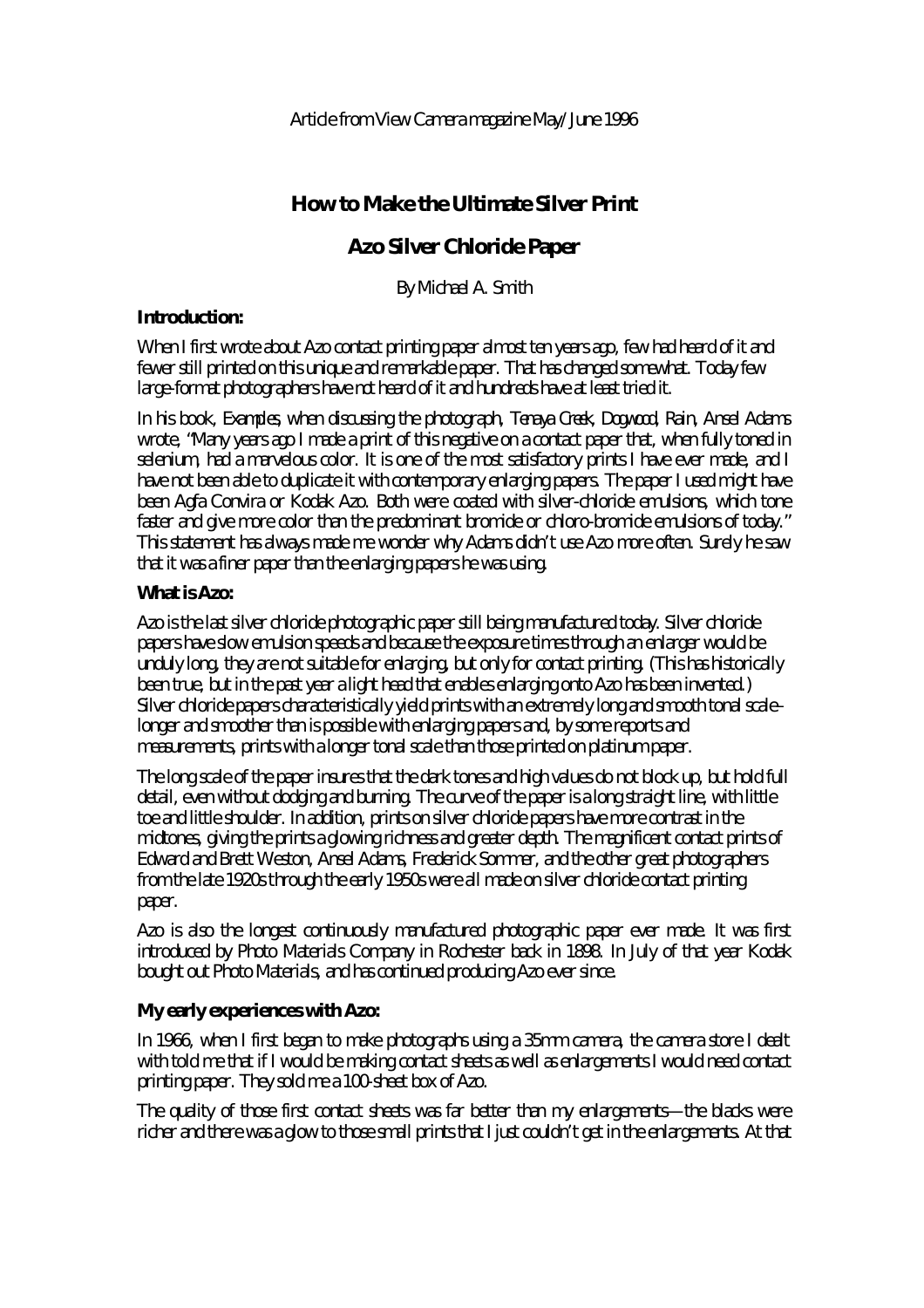Article from View Camera magazine May/June 1996

# How to Make the Ultimate Silver Print

## Azo Silver Chloride Paper

By Michael A. Smith

### Introduction:

When I first wrote about Azo contact printing paper almost ten years ago, few had heard of it and fewer still printed on this unique and remarkable paper. That has changed somewhat. Today few large-format photographers have not heard of it and hundreds have at least tried it.

In his book, *Examples*, when discussing the photograph, *Tenaya Creek, Dogwood, Rain*, Ansel Adams wrote, "Many years ago I made a print of this negative on a contact paper that, when fully toned in selenium, had a marvelous color. It is one of the most satisfactory prints I have ever made, and I have not been able to duplicate it with contemporary enlarging papers. The paper I used might have been Agfa Convira or Kodak Azo. Both were coated with silver-chloride emulsions, which tone faster and give more color than the predominant bromide or chloro-bromide emulsions of today." This statement has always made me wonder why Adams didn't use Azo more often. Surely he saw that it was a finer paper than the enlarging papers he was using.

### What is Azo:

Azo is the last silver chloride photographic paper still being manufactured today. Silver chloride papers have slow emulsion speeds and because the exposure times through an enlarger would be unduly long, they are not suitable for enlarging, but only for contact printing. (This has historically been true, but in the past year a light head that enables enlarging onto Azo has been invented.) Silver chloride papers characteristically yield prints with an extremely long and smooth tonal scale–longer and smoother than is possible with enlarging papers and, by some reports and measurements, prints with a longer tonal scale than those printed on platinum paper.

The long scale of the paper insures that the dark tones and high values do not block up, but hold full detail, even without dodging and burning. The curve of the paper is a long straight line, with little toe and little shoulder. In addition, prints on silver chloride papers have more contrast in the midtones, giving the prints a glowing richness and greater depth. The magnificent contact prints of Edward and Brett Weston, Ansel Adams, Frederick Sommer, and the other great photographers from the late 1920s through the early 1950s were all made on silver chloride contact printing paper.

Azo is also the longest continuously manufactured photographic paper ever made. It was first introduced by Photo Materials Company in Rochester back in 1898. In July of that year Kodak bought out Photo Materials, and has continued producing Azo ever since.

### My early experiences with Azo:

In 1966, when I first began to make photographs using a 35mm camera, the camera store I dealt with told me that if I would be making contact sheets as well as enlargements I would need contact printing paper. They sold me a 100-sheet box of Azo.

The quality of those first contact sheets was far better than my enlargements—the blacks were richer and there was a glow to those small prints that I just couldn't get in the enlargements. At that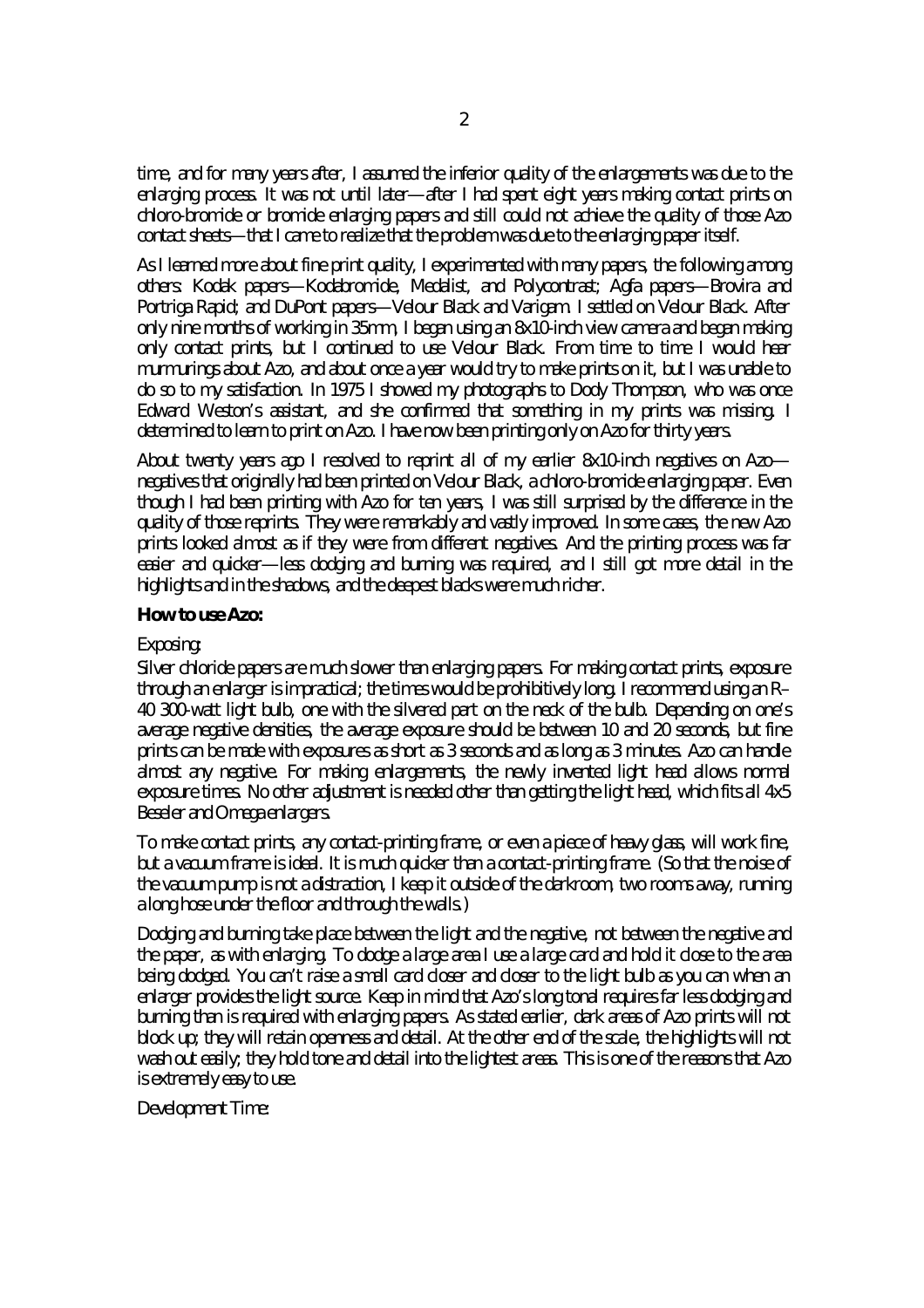time, and for many years after, I assumed the inferior quality of the enlargements was due to the enlarging process. It was not until later—after I had spent eight years making contact prints on chloro-bromide or bromide enlarging papers and still could not achieve the quality of those Azo contact sheets—that I came to realize that the problem was due to the enlarging paper itself.

As I learned more about fine print quality, I experimented with many papers, the following among others: Kodak papers—Kodabromide, Medalist, and Polycontrast; Agfa papers—Brovira and Portriga Rapid; and DuPont papers—Velour Black and Varigam. I settled on Velour Black. After only nine months of working in 35mm, I began using an 8x10-inch view camera and began making only contact prints, but I continued to use Velour Black. From time to time I would hear murmurings about Azo, and about once a year would try to make prints on it, but I was unable to do so to my satisfaction. In 1975 I showed my photographs to Dody Thompson, who was once Edward Weston's assistant, and she confirmed that something in my prints was missing. I determined to learn to print on Azo. I have now been printing only on Azo for thirty years.

About twenty years ago I resolved to reprint all of my earlier 8x10-inch negatives on Azo—negatives that originally had been printed on Velour Black, a chloro-bromide enlarging paper. Even though I had been printing with Azo for ten years, I was still surprised by the difference in the quality of those reprints. They were remarkably and vastly improved. In some cases, the new Azo prints looked almost as if they were from different negatives. And the printing process was far easier and quicker—less dodging and burning was required, and I still got more detail in the highlights and in the shadows, and the deepest blacks were much richer.

**How to use Azo:**

Exposing:

Silver chloride papers are much slower than enlarging papers. For making contact prints, exposure through an enlarger is impractical; the times would be prohibitively long. I recommend using an R-40 300-watt light bulb, one with the silvered part on the neck of the bulb. Depending on one's average negative densities, the average exposure should be between 10 and 20 seconds, but fine prints can be made with exposures as short as 3 seconds and as long as 3 minutes. Azo can handle almost any negative. For making enlargements, the newly invented light head allows normal exposure times. No other adjustment is needed other than getting the light head, which fits all 4x5 Beseler and Omega enlargers.

To make contact prints, any contact-printing frame, or even a piece of heavy glass, will work fine, but a vacuum frame is ideal. It is much quicker than a contact-printing frame. (So that the noise of the vacuum pump is not a distraction, I keep it outside of the darkroom, two rooms away, running a long hose under the floor and through the walls.)

Dodging and burning take place between the light and the negative, not between the negative and the paper, as with enlarging. To dodge a large area I use a large card and hold it close to the area being dodged. You can't raise a small card closer and closer to the light bulb as you can when an enlarger provides the light source. Keep in mind that Azo's long tonal requires far less dodging and burning than is required with enlarging papers. As stated earlier, dark areas of Azo prints will not block up; they will retain openness and detail. At the other end of the scale, the highlights will not wash out easily; they hold tone and detail into the lightest areas. This is one of the reasons that Azo is extremely easy to use.

Development Time: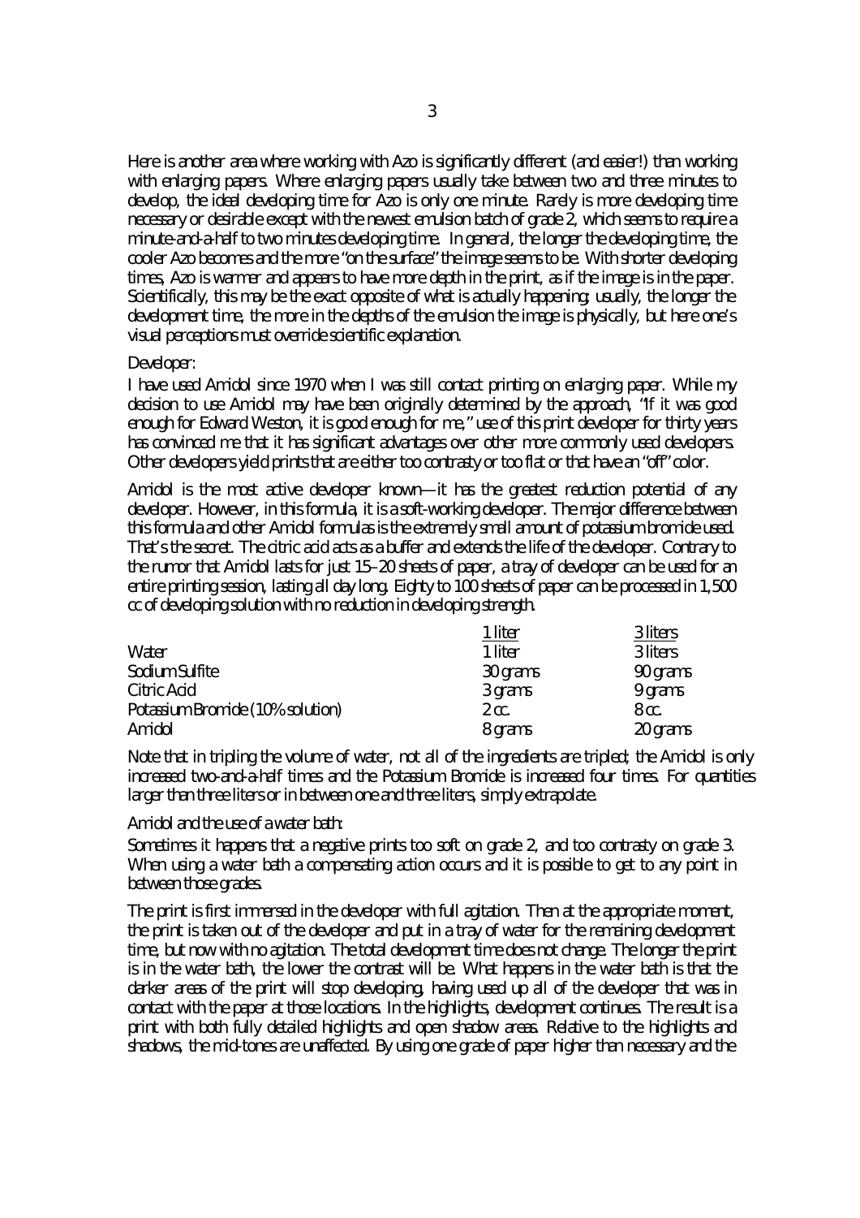Here is another area where working with Azo is significantly different (and easier!) than working with enlarging papers. Where enlarging papers usually take between two and three minutes to develop, the ideal developing time for Azo is only one minute. Rarely is more developing time necessary or desirable except with the newest emulsion batch of grade 2, which seems to require a minute-and-a-half to two minutes developing time. In general, the longer the developing time, the cooler Azo becomes and the more "on the surface" the image seems to be. With shorter developing times, Azo is warmer and appears to have more depth in the print, as if the image is in the paper. Scientifically, this may be the exact opposite of what is actually happening; usually, the longer the development time, the more in the depths of the emulsion the image is physically, but here one's visual perceptions must override scientific explanation.

Developer:

I have used Amidol since 1970 when I was still contact printing on enlarging paper. While my decision to use Amidol may have been originally determined by the approach, "If it was good enough for Edward Weston, it is good enough for me," use of this print developer for thirty years has convinced me that it has significant advantages over other more commonly used developers. Other developers yield prints that are either too contrasty or too flat or that have an "off" color.

Amidol is the most active developer known—it has the greatest reduction potential of any developer. However, in this formula, it is a soft-working developer. The major difference between this formula and other Amidol formulas is the extremely small amount of potassium bromide used. That's the secret. The citric acid acts as a buffer and extends the life of the developer. Contrary to the rumor that Amidol lasts for just 15–20 sheets of paper, a tray of developer can be used for an entire printing session, lasting all day long. Eighty to 100 sheets of paper can be processed in 1,500 cc of developing solution with no reduction in developing strength.

| | 1 liter | 3 liters |
|---|---|---|
| Water | 1 liter | 3 liters |
| Sodium Sulfite | 30 grams | 90 grams |
| Citric Acid | 3 grams | 9 grams |
| Potassium Bromide (10% solution) | 2 cc. | 8 cc. |
| Amidol | 8 grams | 20 grams |

Note that in tripling the volume of water, not all of the ingredients are tripled; the Amidol is only increased two-and-a-half times and the Potassium Bromide is increased four times. For quantities larger than three liters or in between one and three liters, simply extrapolate.

Amidol and the use of a water bath:

Sometimes it happens that a negative prints too soft on grade 2, and too contrasty on grade 3. When using a water bath a compensating action occurs and it is possible to get to any point in between those grades.

The print is first immersed in the developer with full agitation. Then at the appropriate moment, the print is taken out of the developer and put in a tray of water for the remaining development time, but now with no agitation. The total development time does not change. The longer the print is in the water bath, the lower the contrast will be. What happens in the water bath is that the darker areas of the print will stop developing, having used up all of the developer that was in contact with the paper at those locations. In the highlights, development continues. The result is a print with both fully detailed highlights and open shadow areas. Relative to the highlights and shadows, the mid-tones are unaffected. By using one grade of paper higher than necessary and the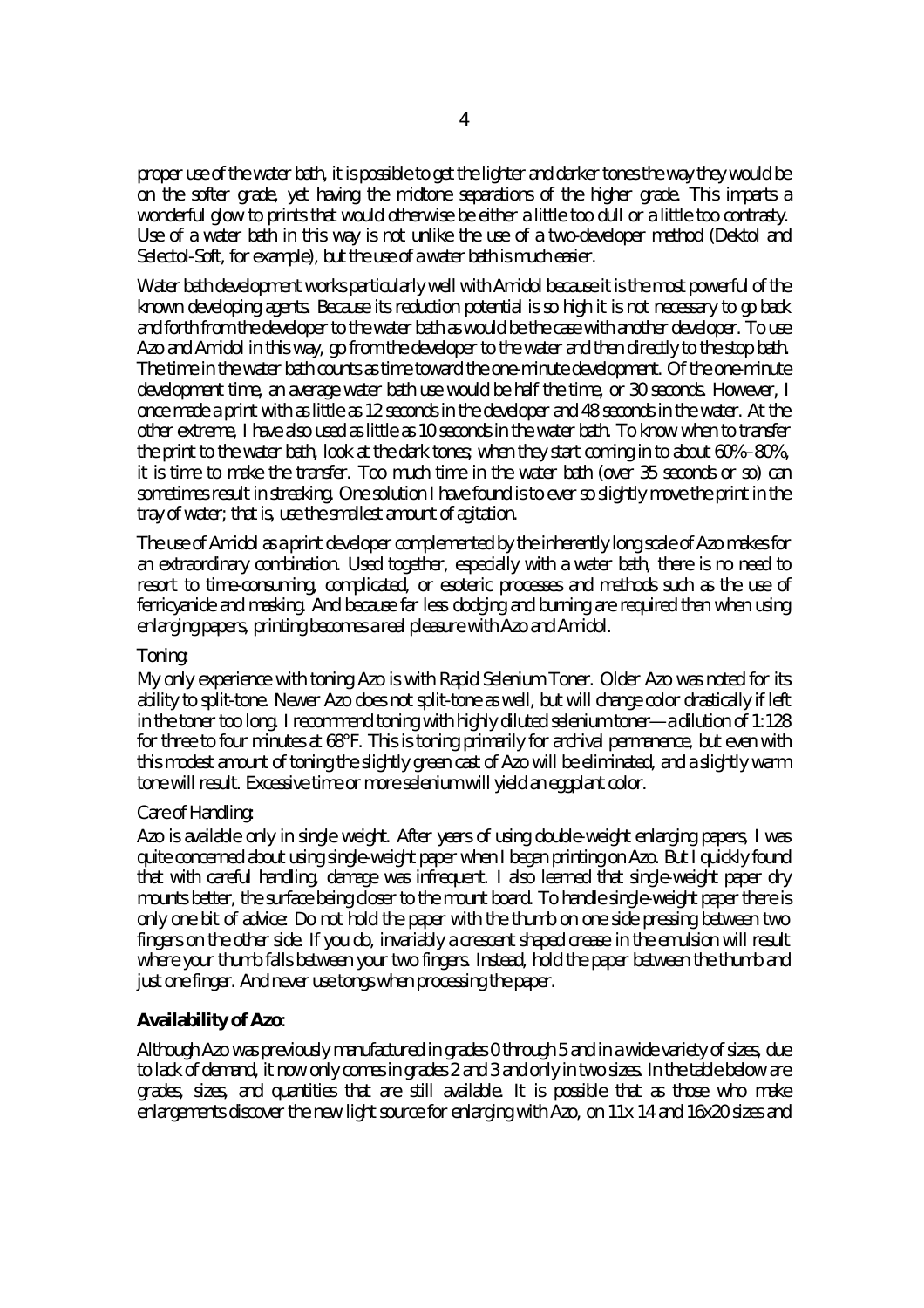proper use of the water bath, it is possible to get the lighter and darker tones the way they would be on the softer grade, yet having the midtone separations of the higher grade. This imparts a wonderful glow to prints that would otherwise be either a little too dull or a little too contrasty. Use of a water bath in this way is not unlike the use of a two-developer method (Dektol and Selectol-Soft, for example), but the use of a water bath is much easier.

Water bath development works particularly well with Amidol because it is the most powerful of the known developing agents. Because its reduction potential is so high it is not necessary to go back and forth from the developer to the water bath as would be the case with another developer. To use Azo and Amidol in this way, go from the developer to the water and then directly to the stop bath. The time in the water bath counts as time toward the one-minute development. Of the one-minute development time, an average water bath use would be half the time, or 30 seconds. However, I once made a print with as little as 12 seconds in the developer and 48 seconds in the water. At the other extreme, I have also used as little as 10 seconds in the water bath. To know when to transfer the print to the water bath, look at the dark tones; when they start coming in to about 60%–80%, it is time to make the transfer. Too much time in the water bath (over 35 seconds or so) can sometimes result in streaking. One solution I have found is to ever so slightly move the print in the tray of water; that is, use the smallest amount of agitation.

The use of Amidol as a print developer complemented by the inherently long scale of Azo makes for an extraordinary combination. Used together, especially with a water bath, there is no need to resort to time-consuming, complicated, or esoteric processes and methods such as the use of ferricyanide and masking. And because far less dodging and burning are required than when using enlarging papers, printing becomes a real pleasure with Azo and Amidol.

Toning:

My only experience with toning Azo is with Rapid Selenium Toner. Older Azo was noted for its ability to split-tone. Newer Azo does not split-tone as well, but will change color drastically if left in the toner too long. I recommend toning with highly diluted selenium toner—a dilution of 1:128 for three to four minutes at 68°F. This is toning primarily for archival permanence, but even with this modest amount of toning the slightly green cast of Azo will be eliminated, and a slightly warm tone will result. Excessive time or more selenium will yield an eggplant color.

Care of Handling:

Azo is available only in single weight. After years of using double-weight enlarging papers, I was quite concerned about using single-weight paper when I began printing on Azo. But I quickly found that with careful handling, damage was infrequent. I also learned that single-weight paper dry mounts better, the surface being closer to the mount board. To handle single-weight paper there is only one bit of advice: Do not hold the paper with the thumb on one side pressing between two fingers on the other side. If you do, invariably a crescent shaped crease in the emulsion will result where your thumb falls between your two fingers. Instead, hold the paper between the thumb and just one finger. And never use tongs when processing the paper.

**Availability of Azo**:

Although Azo was previously manufactured in grades 0 through 5 and in a wide variety of sizes, due to lack of demand, it now only comes in grades 2 and 3 and only in two sizes. In the table below are grades, sizes, and quantities that are still available. It is possible that as those who make enlargements discover the new light source for enlarging with Azo, on 11x 14 and 16x20 sizes and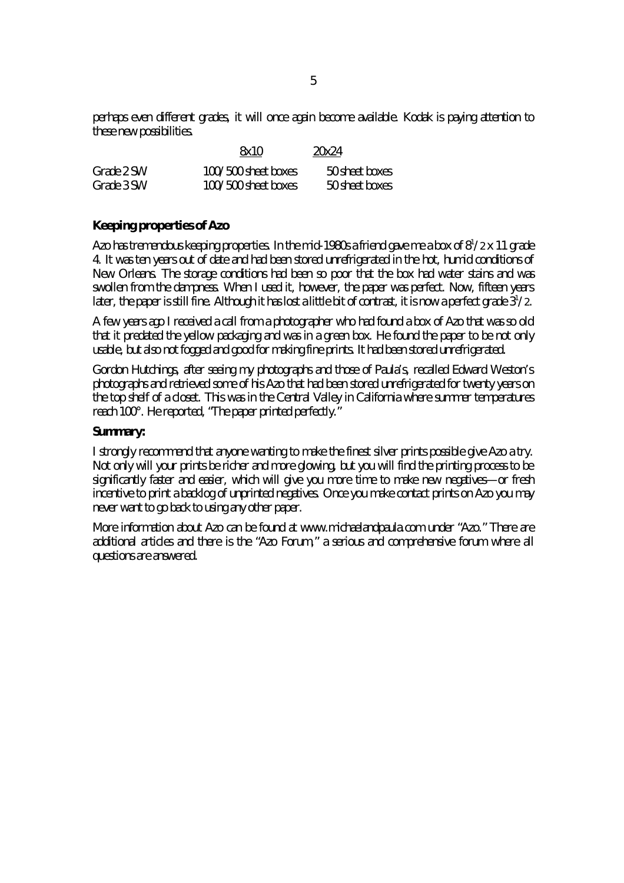perhaps even different grades, it will once again become available. Kodak is paying attention to these new possibilities.

| | 8x10 | 20x24 |
|---|---|---|
| Grade 2 SW | 100/500 sheet boxes | 50 sheet boxes |
| Grade 3 SW | 100/500 sheet boxes | 50 sheet boxes |

**Keeping properties of Azo**

Azo has tremendous keeping properties. In the mid-1980s a friend gave me a box of 8½ x 11 grade 4. It was ten years out of date and had been stored unrefrigerated in the hot, humid conditions of New Orleans. The storage conditions had been so poor that the box had water stains and was swollen from the dampness. When I used it, however, the paper was perfect. Now, fifteen years later, the paper is still fine. Although it has lost a little bit of contrast, it is now a perfect grade 3½.

A few years ago I received a call from a photographer who had found a box of Azo that was so old that it predated the yellow packaging and was in a green box. He found the paper to be not only usable, but also not fogged and good for making fine prints. It had been stored unrefrigerated.

Gordon Hutchings, after seeing my photographs and those of Paula's, recalled Edward Weston's photographs and retrieved some of his Azo that had been stored unrefrigerated for twenty years on the top shelf of a closet. This was in the Central Valley in California where summer temperatures reach 100°. He reported, "The paper printed perfectly."

**Summary:**

I strongly recommend that anyone wanting to make the finest silver prints possible give Azo a try. Not only will your prints be richer and more glowing, but you will find the printing process to be significantly faster and easier, which will give you more time to make new negatives—or fresh incentive to print a backlog of unprinted negatives. Once you make contact prints on Azo you may never want to go back to using any other paper.

More information about Azo can be found at www.michaelandpaula.com under "Azo." There are additional articles and there is the "Azo Forum," a serious and comprehensive forum where all questions are answered.